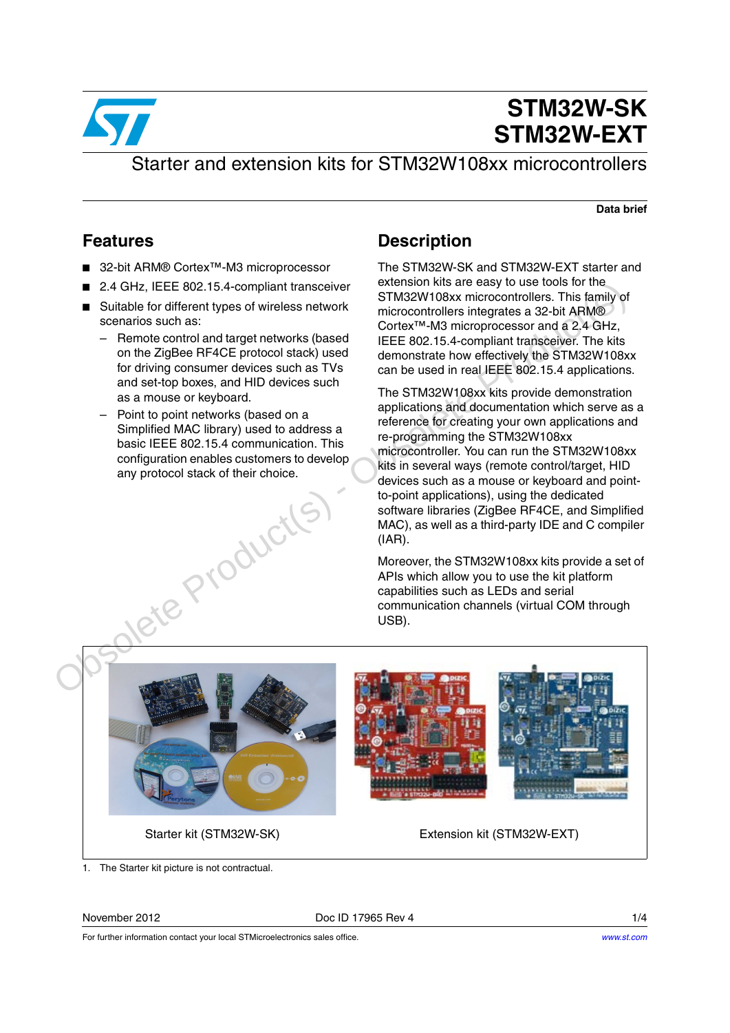# STM32W-SK
# STM32W-EXT

## Starter and extension kits for STM32W108xx microcontrollers

**Data brief**

## Features

- 32-bit ARM® Cortex™-M3 microprocessor
- 2.4 GHz, IEEE 802.15.4-compliant transceiver
- Suitable for different types of wireless network scenarios such as:
  - Remote control and target networks (based on the ZigBee RF4CE protocol stack) used for driving consumer devices such as TVs and set-top boxes, and HID devices such as a mouse or keyboard.
  - Point to point networks (based on a Simplified MAC library) used to address a basic IEEE 802.15.4 communication. This configuration enables customers to develop any protocol stack of their choice.

## Description

The STM32W-SK and STM32W-EXT starter and extension kits are easy to use tools for the STM32W108xx microcontrollers. This family of microcontrollers integrates a 32-bit ARM® Cortex™-M3 microprocessor and a 2.4 GHz, IEEE 802.15.4-compliant transceiver. The kits demonstrate how effectively the STM32W108xx can be used in real IEEE 802.15.4 applications.

The STM32W108xx kits provide demonstration applications and documentation which serve as a reference for creating your own applications and re-programming the STM32W108xx microcontroller. You can run the STM32W108xx kits in several ways (remote control/target, HID devices such as a mouse or keyboard and point-to-point applications), using the dedicated software libraries (ZigBee RF4CE, and Simplified MAC), as well as a third-party IDE and C compiler (IAR).

Moreover, the STM32W108xx kits provide a set of APIs which allow you to use the kit platform capabilities such as LEDs and serial communication channels (virtual COM through USB).

Starter kit (STM32W-SK) | Extension kit (STM32W-EXT)

1. The Starter kit picture is not contractual.

November 2012 | Doc ID 17965 Rev 4

For further information contact your local STMicroelectronics sales office. www.st.com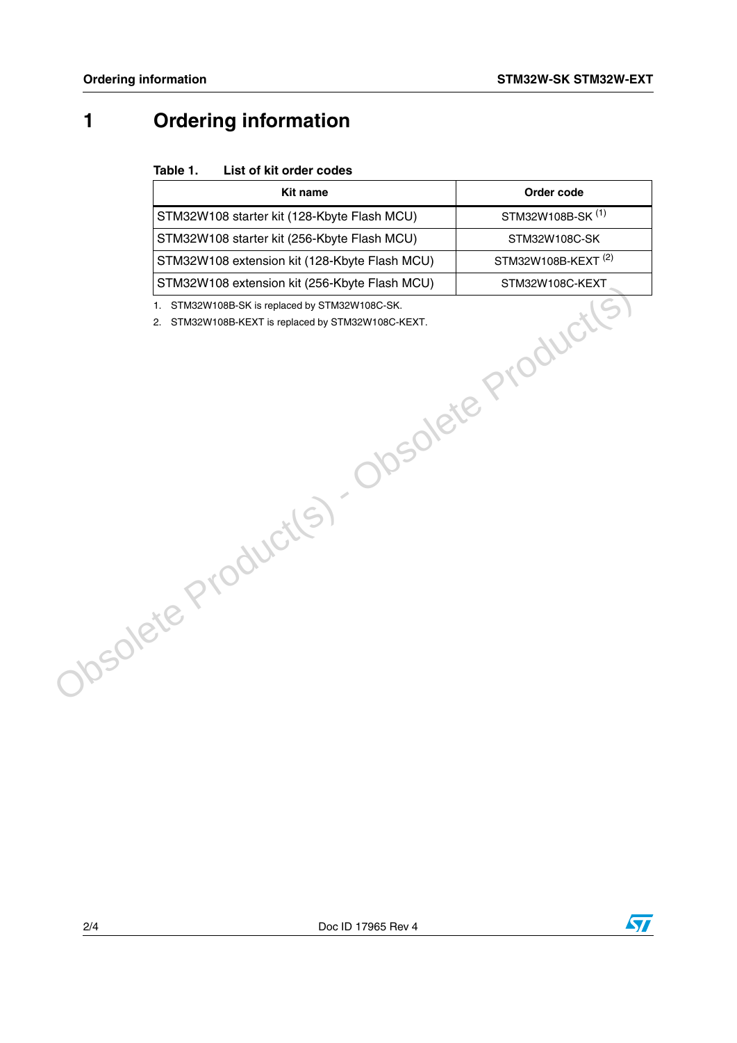# 1 Ordering information

**Table 1. List of kit order codes**

| Kit name | Order code |
|---|---|
| STM32W108 starter kit (128-Kbyte Flash MCU) | STM32W108B-SK [(1)] |
| STM32W108 starter kit (256-Kbyte Flash MCU) | STM32W108C-SK |
| STM32W108 extension kit (128-Kbyte Flash MCU) | STM32W108B-KEXT [(2)] |
| STM32W108 extension kit (256-Kbyte Flash MCU) | STM32W108C-KEXT |

1. STM32W108B-SK is replaced by STM32W108C-SK.
2. STM32W108B-KEXT is replaced by STM32W108C-KEXT.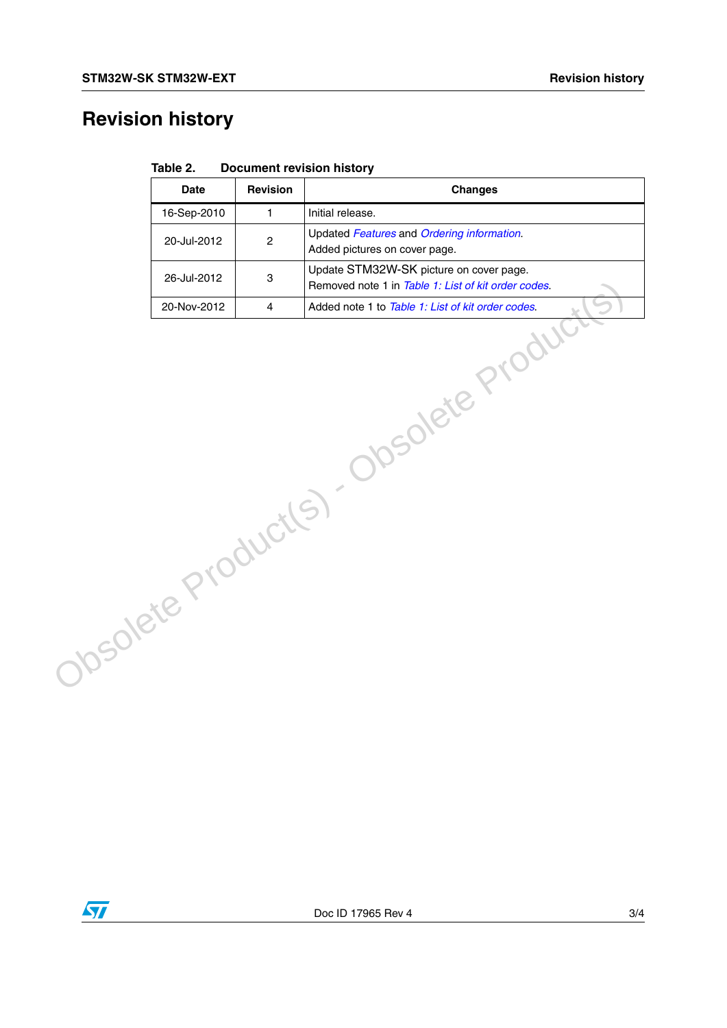# Revision history

Table 2. Document revision history

| Date | Revision | Changes |
|---|---|---|
| 16-Sep-2010 | 1 | Initial release. |
| 20-Jul-2012 | 2 | Updated *Features* and *Ordering information*.<br>Added pictures on cover page. |
| 26-Jul-2012 | 3 | Update STM32W-SK picture on cover page.<br>Removed note 1 in *Table 1: List of kit order codes*. |
| 20-Nov-2012 | 4 | Added note 1 to *Table 1: List of kit order codes*. |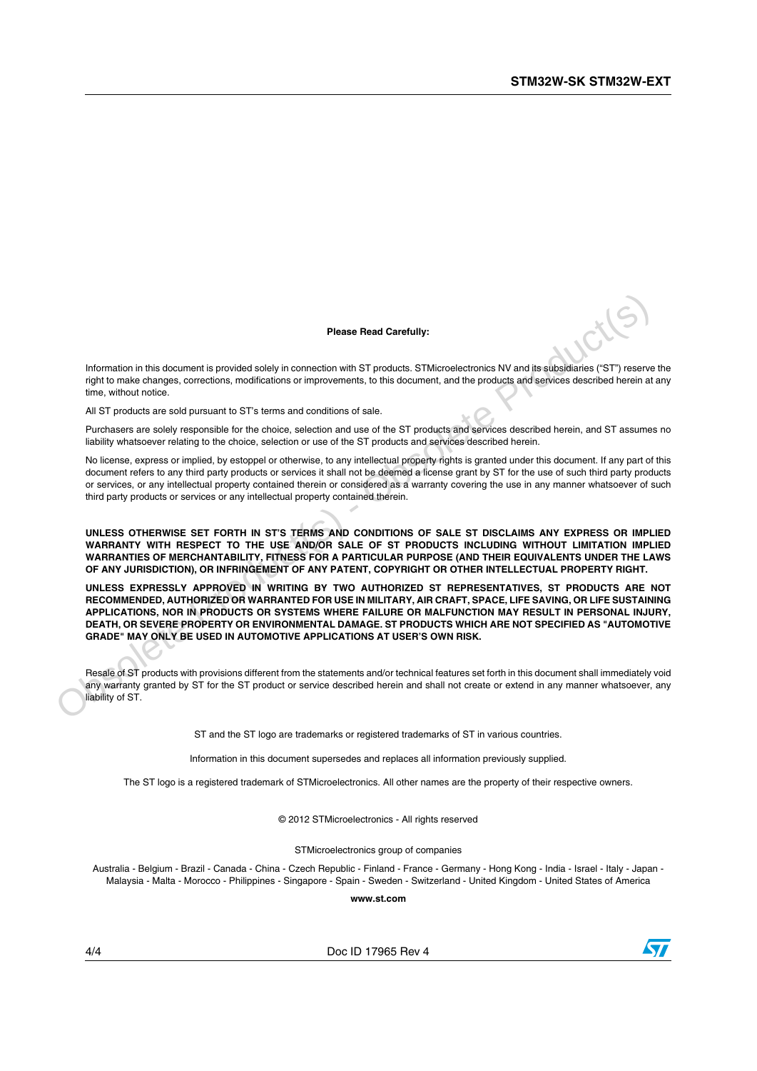**Please Read Carefully:**

Information in this document is provided solely in connection with ST products. STMicroelectronics NV and its subsidiaries ("ST") reserve the right to make changes, corrections, modifications or improvements, to this document, and the products and services described herein at any time, without notice.

All ST products are sold pursuant to ST's terms and conditions of sale.

Purchasers are solely responsible for the choice, selection and use of the ST products and services described herein, and ST assumes no liability whatsoever relating to the choice, selection or use of the ST products and services described herein.

No license, express or implied, by estoppel or otherwise, to any intellectual property rights is granted under this document. If any part of this document refers to any third party products or services it shall not be deemed a license grant by ST for the use of such third party products or services, or any intellectual property contained therein or considered as a warranty covering the use in any manner whatsoever of such third party products or services or any intellectual property contained therein.

**UNLESS OTHERWISE SET FORTH IN ST'S TERMS AND CONDITIONS OF SALE ST DISCLAIMS ANY EXPRESS OR IMPLIED WARRANTY WITH RESPECT TO THE USE AND/OR SALE OF ST PRODUCTS INCLUDING WITHOUT LIMITATION IMPLIED WARRANTIES OF MERCHANTABILITY, FITNESS FOR A PARTICULAR PURPOSE (AND THEIR EQUIVALENTS UNDER THE LAWS OF ANY JURISDICTION), OR INFRINGEMENT OF ANY PATENT, COPYRIGHT OR OTHER INTELLECTUAL PROPERTY RIGHT.**

**UNLESS EXPRESSLY APPROVED IN WRITING BY TWO AUTHORIZED ST REPRESENTATIVES, ST PRODUCTS ARE NOT RECOMMENDED, AUTHORIZED OR WARRANTED FOR USE IN MILITARY, AIR CRAFT, SPACE, LIFE SAVING, OR LIFE SUSTAINING APPLICATIONS, NOR IN PRODUCTS OR SYSTEMS WHERE FAILURE OR MALFUNCTION MAY RESULT IN PERSONAL INJURY, DEATH, OR SEVERE PROPERTY OR ENVIRONMENTAL DAMAGE. ST PRODUCTS WHICH ARE NOT SPECIFIED AS "AUTOMOTIVE GRADE" MAY ONLY BE USED IN AUTOMOTIVE APPLICATIONS AT USER'S OWN RISK.**

Resale of ST products with provisions different from the statements and/or technical features set forth in this document shall immediately void any warranty granted by ST for the ST product or service described herein and shall not create or extend in any manner whatsoever, any liability of ST.

ST and the ST logo are trademarks or registered trademarks of ST in various countries.

Information in this document supersedes and replaces all information previously supplied.

The ST logo is a registered trademark of STMicroelectronics. All other names are the property of their respective owners.

© 2012 STMicroelectronics - All rights reserved

STMicroelectronics group of companies

Australia - Belgium - Brazil - Canada - China - Czech Republic - Finland - France - Germany - Hong Kong - India - Israel - Italy - Japan - Malaysia - Malta - Morocco - Philippines - Singapore - Spain - Sweden - Switzerland - United Kingdom - United States of America

**www.st.com**